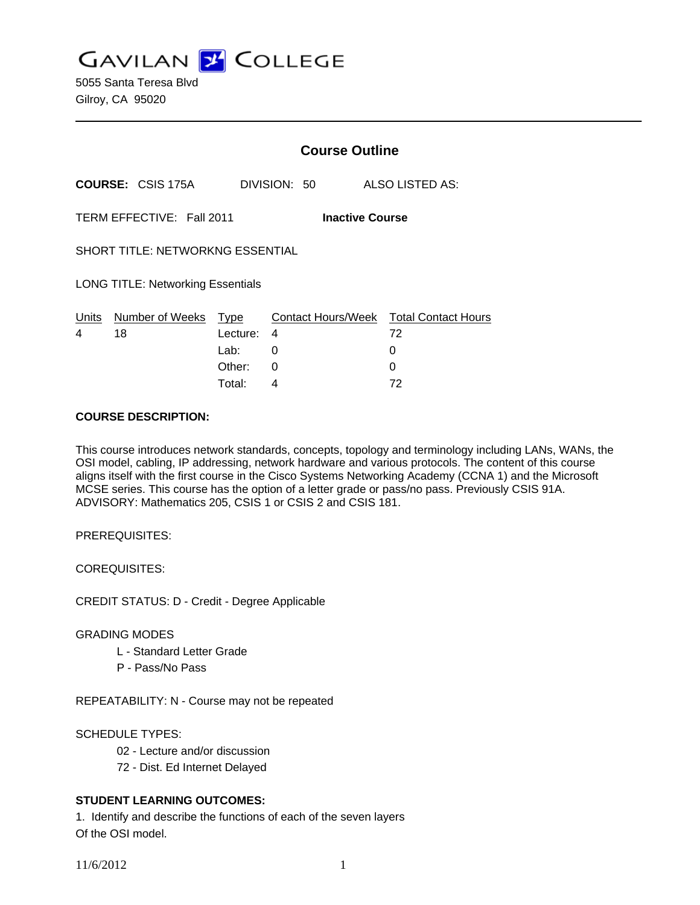# GAVILAN COLLEGE

5055 Santa Teresa Blvd
Gilroy, CA 95020

---

## Course Outline

**COURSE:** CSIS 175A DIVISION: 50 ALSO LISTED AS:

TERM EFFECTIVE: Fall 2011 **Inactive Course**

SHORT TITLE: NETWORKNG ESSENTIAL

LONG TITLE: Networking Essentials

| Units | Number of Weeks | Type | Contact Hours/Week | Total Contact Hours |
|---|---|---|---|---|
| 4 | 18 | Lecture: | 4 | 72 |
| | | Lab: | 0 | 0 |
| | | Other: | 0 | 0 |
| | | Total: | 4 | 72 |

**COURSE DESCRIPTION:**

This course introduces network standards, concepts, topology and terminology including LANs, WANs, the OSI model, cabling, IP addressing, network hardware and various protocols. The content of this course aligns itself with the first course in the Cisco Systems Networking Academy (CCNA 1) and the Microsoft MCSE series. This course has the option of a letter grade or pass/no pass. Previously CSIS 91A. ADVISORY: Mathematics 205, CSIS 1 or CSIS 2 and CSIS 181.

PREREQUISITES:

COREQUISITES:

CREDIT STATUS: D - Credit - Degree Applicable

GRADING MODES

- L - Standard Letter Grade
- P - Pass/No Pass

REPEATABILITY: N - Course may not be repeated

SCHEDULE TYPES:

- 02 - Lecture and/or discussion
- 72 - Dist. Ed Internet Delayed

**STUDENT LEARNING OUTCOMES:**

1. Identify and describe the functions of each of the seven layers
Of the OSI model.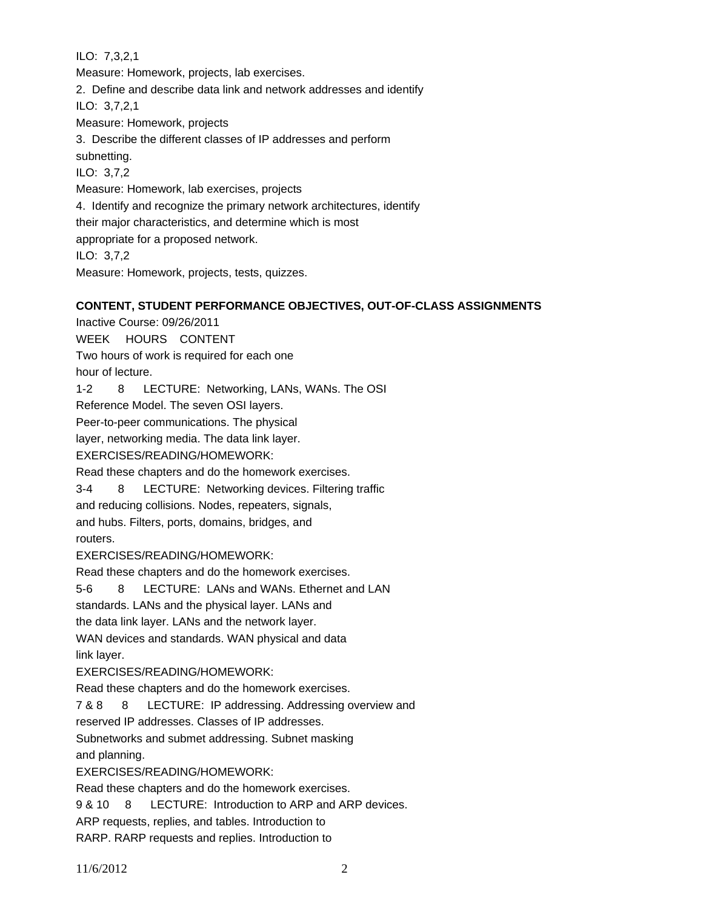ILO: 7,3,2,1

Measure: Homework, projects, lab exercises.

2. Define and describe data link and network addresses and identify

ILO: 3,7,2,1

Measure: Homework, projects

3. Describe the different classes of IP addresses and perform subnetting.

ILO: 3,7,2

Measure: Homework, lab exercises, projects

4. Identify and recognize the primary network architectures, identify their major characteristics, and determine which is most appropriate for a proposed network.

ILO: 3,7,2

Measure: Homework, projects, tests, quizzes.

**CONTENT, STUDENT PERFORMANCE OBJECTIVES, OUT-OF-CLASS ASSIGNMENTS**

Inactive Course: 09/26/2011

WEEK HOURS CONTENT

Two hours of work is required for each one hour of lecture.

1-2 8 LECTURE: Networking, LANs, WANs. The OSI Reference Model. The seven OSI layers. Peer-to-peer communications. The physical layer, networking media. The data link layer.

EXERCISES/READING/HOMEWORK:

Read these chapters and do the homework exercises.

3-4 8 LECTURE: Networking devices. Filtering traffic and reducing collisions. Nodes, repeaters, signals, and hubs. Filters, ports, domains, bridges, and routers.

EXERCISES/READING/HOMEWORK:

Read these chapters and do the homework exercises.

5-6 8 LECTURE: LANs and WANs. Ethernet and LAN standards. LANs and the physical layer. LANs and the data link layer. LANs and the network layer. WAN devices and standards. WAN physical and data link layer.

EXERCISES/READING/HOMEWORK:

Read these chapters and do the homework exercises.

7 & 8 8 LECTURE: IP addressing. Addressing overview and reserved IP addresses. Classes of IP addresses. Subnetworks and submet addressing. Subnet masking and planning.

EXERCISES/READING/HOMEWORK:

Read these chapters and do the homework exercises.

9 & 10 8 LECTURE: Introduction to ARP and ARP devices. ARP requests, replies, and tables. Introduction to RARP. RARP requests and replies. Introduction to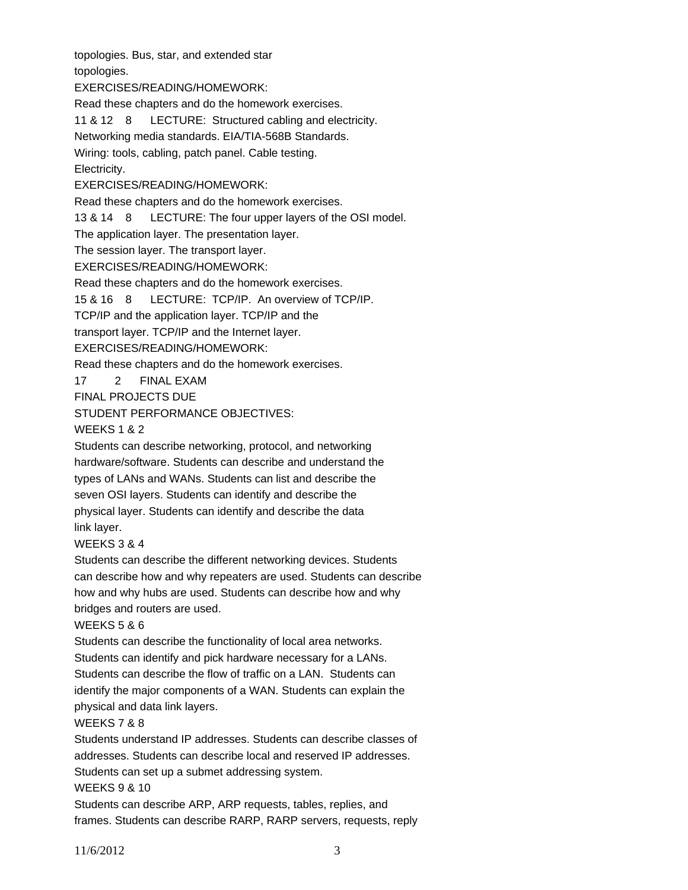topologies. Bus, star, and extended star topologies.

EXERCISES/READING/HOMEWORK:

Read these chapters and do the homework exercises.

11 & 12    8    LECTURE: Structured cabling and electricity. Networking media standards. EIA/TIA-568B Standards. Wiring: tools, cabling, patch panel. Cable testing. Electricity.

EXERCISES/READING/HOMEWORK:

Read these chapters and do the homework exercises.

13 & 14    8    LECTURE: The four upper layers of the OSI model. The application layer. The presentation layer. The session layer. The transport layer.

EXERCISES/READING/HOMEWORK:

Read these chapters and do the homework exercises.

15 & 16    8    LECTURE: TCP/IP. An overview of TCP/IP. TCP/IP and the application layer. TCP/IP and the transport layer. TCP/IP and the Internet layer.

EXERCISES/READING/HOMEWORK:

Read these chapters and do the homework exercises.

17    2    FINAL EXAM

FINAL PROJECTS DUE

STUDENT PERFORMANCE OBJECTIVES:

WEEKS 1 & 2

Students can describe networking, protocol, and networking hardware/software. Students can describe and understand the types of LANs and WANs. Students can list and describe the seven OSI layers. Students can identify and describe the physical layer. Students can identify and describe the data link layer.

WEEKS 3 & 4

Students can describe the different networking devices. Students can describe how and why repeaters are used. Students can describe how and why hubs are used. Students can describe how and why bridges and routers are used.

WEEKS 5 & 6

Students can describe the functionality of local area networks. Students can identify and pick hardware necessary for a LANs. Students can describe the flow of traffic on a LAN. Students can identify the major components of a WAN. Students can explain the physical and data link layers.

WEEKS 7 & 8

Students understand IP addresses. Students can describe classes of addresses. Students can describe local and reserved IP addresses. Students can set up a submet addressing system.

WEEKS 9 & 10

Students can describe ARP, ARP requests, tables, replies, and frames. Students can describe RARP, RARP servers, requests, reply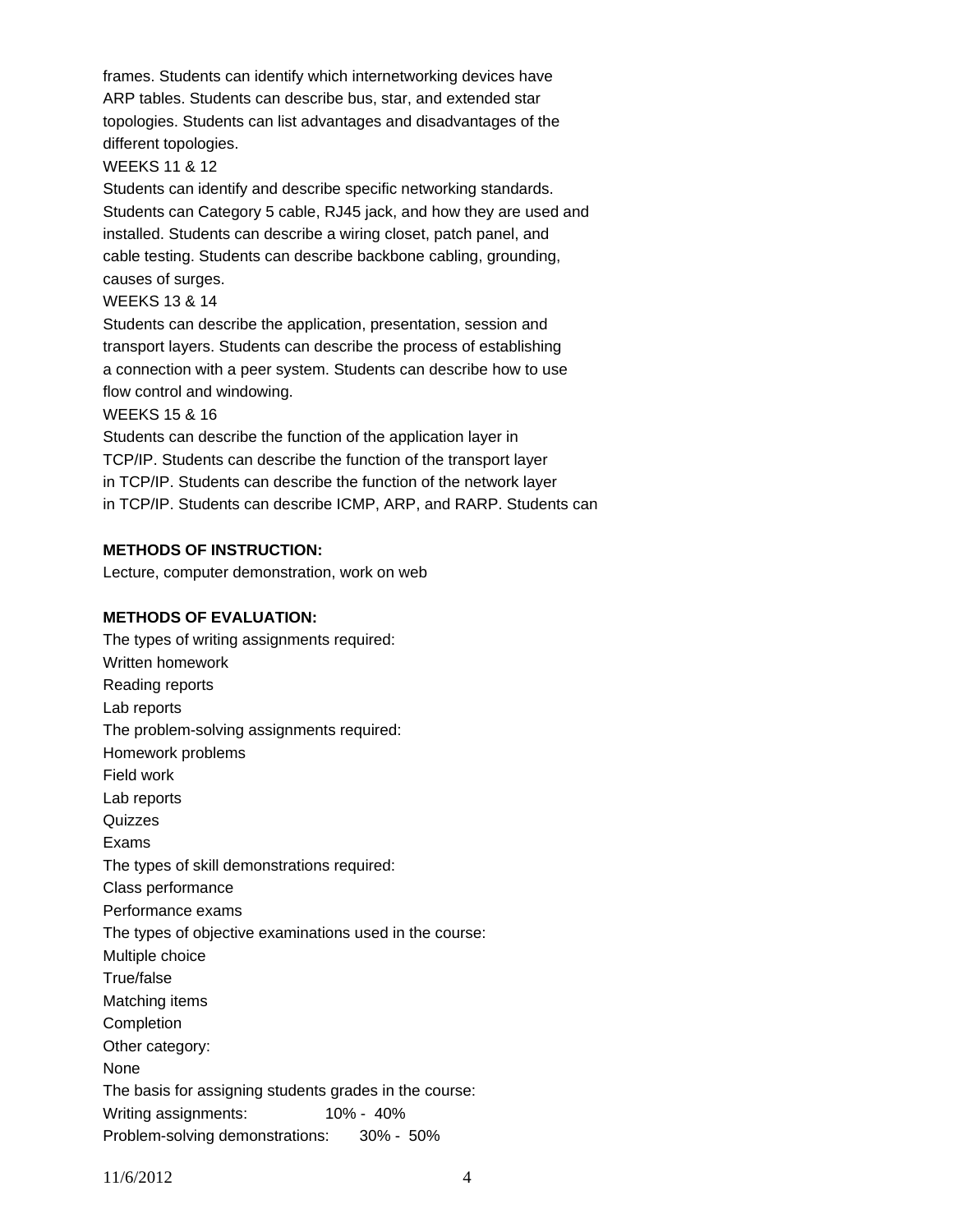frames. Students can identify which internetworking devices have ARP tables. Students can describe bus, star, and extended star topologies. Students can list advantages and disadvantages of the different topologies.

WEEKS 11 & 12

Students can identify and describe specific networking standards. Students can Category 5 cable, RJ45 jack, and how they are used and installed. Students can describe a wiring closet, patch panel, and cable testing. Students can describe backbone cabling, grounding, causes of surges.

WEEKS 13 & 14

Students can describe the application, presentation, session and transport layers. Students can describe the process of establishing a connection with a peer system. Students can describe how to use flow control and windowing.

WEEKS 15 & 16

Students can describe the function of the application layer in TCP/IP. Students can describe the function of the transport layer in TCP/IP. Students can describe the function of the network layer in TCP/IP. Students can describe ICMP, ARP, and RARP. Students can

**METHODS OF INSTRUCTION:**

Lecture, computer demonstration, work on web

**METHODS OF EVALUATION:**

The types of writing assignments required:

Written homework

Reading reports

Lab reports

The problem-solving assignments required:

Homework problems

Field work

Lab reports

Quizzes

Exams

The types of skill demonstrations required:

Class performance

Performance exams

The types of objective examinations used in the course:

Multiple choice

True/false

Matching items

Completion

Other category:

None

The basis for assigning students grades in the course:

Writing assignments: 10% - 40%

Problem-solving demonstrations: 30% - 50%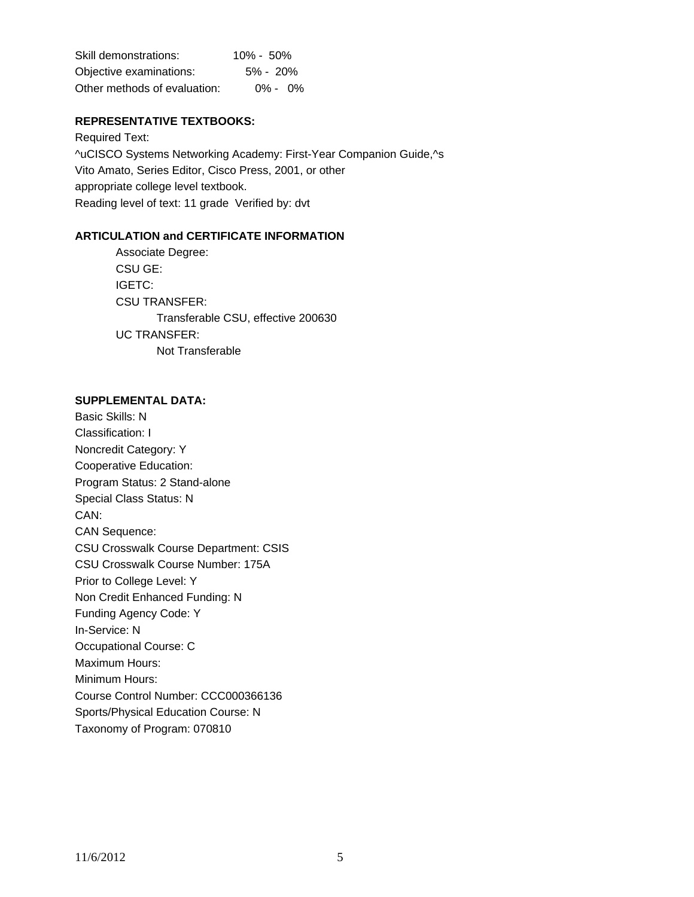| | |
|---|---|
| Skill demonstrations: | 10% - 50% |
| Objective examinations: | 5% - 20% |
| Other methods of evaluation: | 0% - 0% |

**REPRESENTATIVE TEXTBOOKS:**

Required Text:
^uCISCO Systems Networking Academy: First-Year Companion Guide,^s
Vito Amato, Series Editor, Cisco Press, 2001, or other
appropriate college level textbook.
Reading level of text: 11 grade Verified by: dvt

**ARTICULATION and CERTIFICATE INFORMATION**

Associate Degree:
CSU GE:
IGETC:
CSU TRANSFER:
Transferable CSU, effective 200630
UC TRANSFER:
Not Transferable

**SUPPLEMENTAL DATA:**

Basic Skills: N
Classification: I
Noncredit Category: Y
Cooperative Education:
Program Status: 2 Stand-alone
Special Class Status: N
CAN:
CAN Sequence:
CSU Crosswalk Course Department: CSIS
CSU Crosswalk Course Number: 175A
Prior to College Level: Y
Non Credit Enhanced Funding: N
Funding Agency Code: Y
In-Service: N
Occupational Course: C
Maximum Hours:
Minimum Hours:
Course Control Number: CCC000366136
Sports/Physical Education Course: N
Taxonomy of Program: 070810